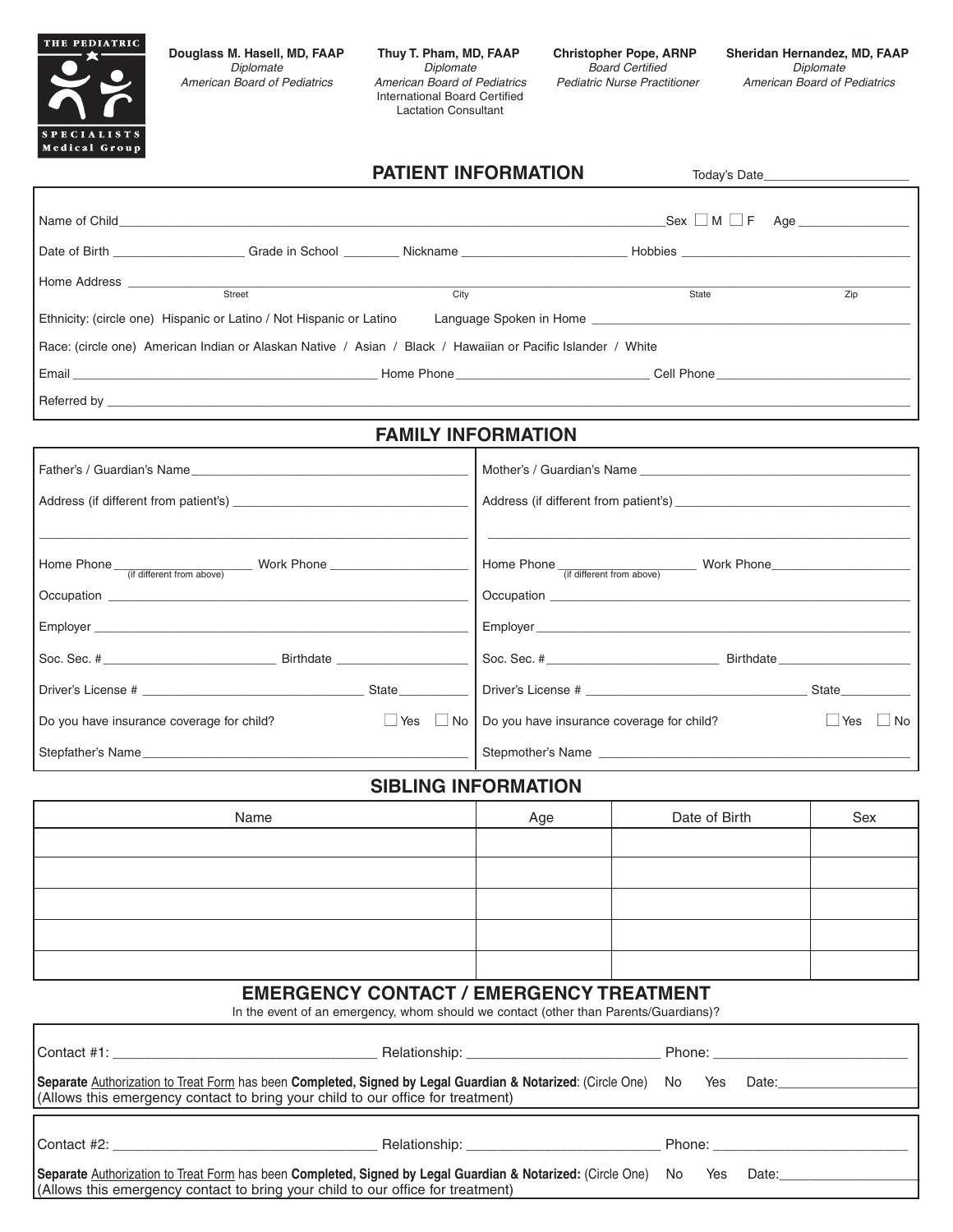**THE PEDIATRIC SPECIALISTS Medical Group**

**Douglass M. Hasell, MD, FAAP**
*Diplomate*
*American Board of Pediatrics*

**Thuy T. Pham, MD, FAAP**
*Diplomate*
*American Board of Pediatrics*
International Board Certified
Lactation Consultant

**Christopher Pope, ARNP**
*Board Certified*
*Pediatric Nurse Practitioner*

**Sheridan Hernandez, MD, FAAP**
*Diplomate*
*American Board of Pediatrics*

## PATIENT INFORMATION

Today's Date____________________

Name of Child______________________________________________________________ Sex ☐ M ☐ F Age ________________

Date of Birth __________________ Grade in School ________ Nickname _______________________ Hobbies _________________________________

Home Address ____________________________________________________________________________________________
Street City State Zip

Ethnicity: (circle one) Hispanic or Latino / Not Hispanic or Latino Language Spoken in Home ____________________________________________

Race: (circle one) American Indian or Alaskan Native / Asian / Black / Hawaiian or Pacific Islander / White

Email ___________________________________________ Home Phone ___________________________ Cell Phone ___________________________

Referred by ______________________________________________________________________________________________

## FAMILY INFORMATION

Father's / Guardian's Name________________________________________

Address (if different from patient's) __________________________________

____________________________________________________________

Home Phone __________________ (if different from above) Work Phone ___________________

Occupation __________________________________________________

Employer ____________________________________________________

Soc. Sec. # ________________________ Birthdate ___________________

Driver's License # _______________________________ State__________

Do you have insurance coverage for child? ☐ Yes ☐ No

Stepfather's Name_______________________________________________

Mother's / Guardian's Name ________________________________________

Address (if different from patient's) __________________________________

____________________________________________________________

Home Phone __________________ (if different from above) Work Phone___________________

Occupation __________________________________________________

Employer ____________________________________________________

Soc. Sec. # ________________________ Birthdate ___________________

Driver's License # _______________________________ State__________

Do you have insurance coverage for child? ☐ Yes ☐ No

Stepmother's Name ______________________________________________

## SIBLING INFORMATION

| Name | Age | Date of Birth | Sex |
|---|---|---|---|
| | | | |
| | | | |
| | | | |
| | | | |
| | | | |

## EMERGENCY CONTACT / EMERGENCY TREATMENT

In the event of an emergency, whom should we contact (other than Parents/Guardians)?

Contact #1: __________________________________ Relationship: _________________________ Phone: _________________________

**Separate** Authorization to Treat Form has been **Completed, Signed by Legal Guardian & Notarized**: (Circle One) No Yes Date:__________________
(Allows this emergency contact to bring your child to our office for treatment)

Contact #2: __________________________________ Relationship: _________________________ Phone: _________________________

**Separate** Authorization to Treat Form has been **Completed, Signed by Legal Guardian & Notarized:** (Circle One) No Yes Date:__________________
(Allows this emergency contact to bring your child to our office for treatment)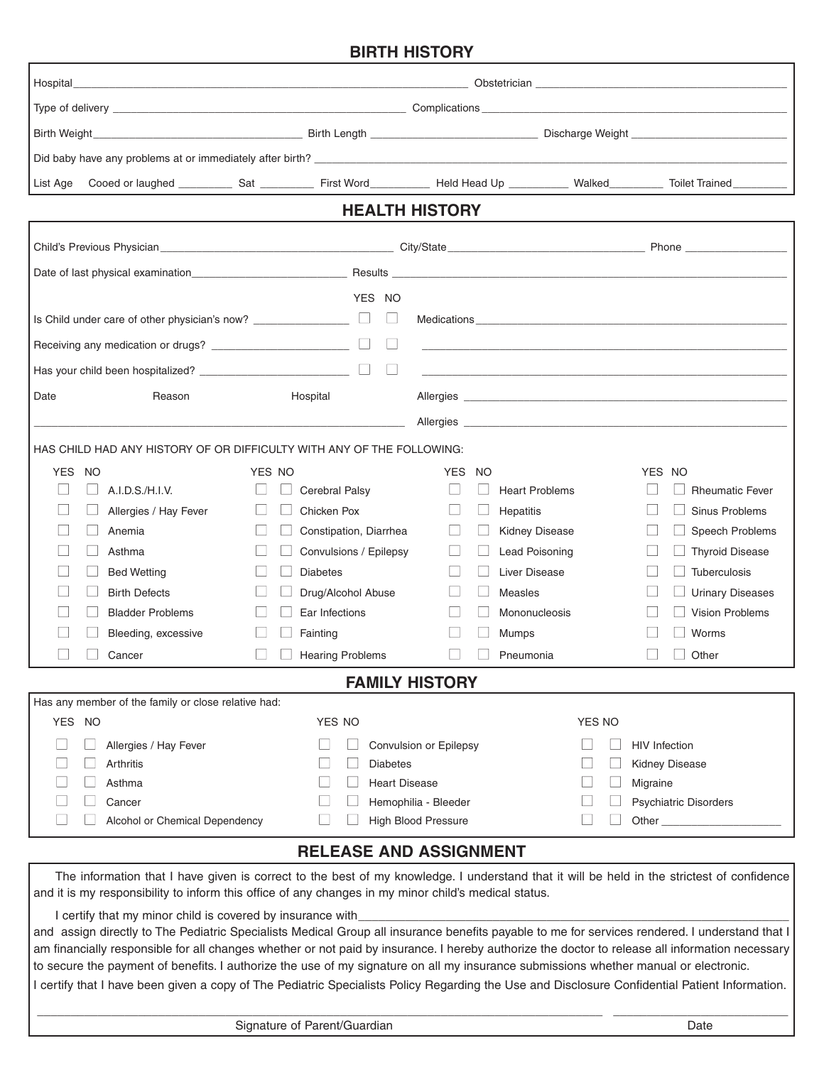## BIRTH HISTORY

Hospital\_\_\_\_\_\_\_\_\_\_\_\_\_\_\_\_\_\_\_\_ Obstetrician \_\_\_\_\_\_\_\_\_\_\_\_\_\_\_\_\_\_\_\_

Type of delivery \_\_\_\_\_\_\_\_\_\_\_\_\_\_\_\_\_\_\_\_ Complications \_\_\_\_\_\_\_\_\_\_\_\_\_\_\_\_\_\_\_\_

Birth Weight\_\_\_\_\_\_\_\_\_\_\_\_\_\_\_\_ Birth Length \_\_\_\_\_\_\_\_\_\_\_\_\_\_\_\_ Discharge Weight \_\_\_\_\_\_\_\_\_\_\_\_\_\_\_\_

Did baby have any problems at or immediately after birth? \_\_\_\_\_\_\_\_\_\_\_\_\_\_\_\_\_\_\_\_

List Age Cooed or laughed \_\_\_\_\_\_ Sat \_\_\_\_\_\_ First Word\_\_\_\_\_\_ Held Head Up \_\_\_\_\_\_ Walked\_\_\_\_\_\_ Toilet Trained\_\_\_\_\_\_

## HEALTH HISTORY

Child's Previous Physician\_\_\_\_\_\_\_\_\_\_\_\_\_\_\_\_\_\_\_\_ City/State\_\_\_\_\_\_\_\_\_\_\_\_\_\_\_\_ Phone \_\_\_\_\_\_\_\_\_\_\_\_

Date of last physical examination\_\_\_\_\_\_\_\_\_\_\_\_\_\_\_\_ Results \_\_\_\_\_\_\_\_\_\_\_\_\_\_\_\_\_\_\_\_

| | YES | NO | |
|---|---|---|---|
| Is Child under care of other physician's now? \_\_\_\_\_\_\_\_\_\_ | ☐ | ☐ | Medications\_\_\_\_\_\_\_\_\_\_\_\_\_\_\_\_\_\_\_\_ |
| Receiving any medication or drugs? \_\_\_\_\_\_\_\_\_\_ | ☐ | ☐ | \_\_\_\_\_\_\_\_\_\_\_\_\_\_\_\_\_\_\_\_ |
| Has your child been hospitalized? \_\_\_\_\_\_\_\_\_\_ | ☐ | ☐ | \_\_\_\_\_\_\_\_\_\_\_\_\_\_\_\_\_\_\_\_ |

Date Reason Hospital

\_\_\_\_\_\_\_\_\_\_\_\_\_\_\_\_\_\_\_\_

Allergies \_\_\_\_\_\_\_\_\_\_\_\_\_\_\_\_\_\_\_\_

Allergies \_\_\_\_\_\_\_\_\_\_\_\_\_\_\_\_\_\_\_\_

HAS CHILD HAD ANY HISTORY OF OR DIFFICULTY WITH ANY OF THE FOLLOWING:

| YES | NO | | YES | NO | | YES | NO | | YES | NO | |
|---|---|---|---|---|---|---|---|---|---|---|---|
| ☐ | ☐ | A.I.D.S./H.I.V. | ☐ | ☐ | Cerebral Palsy | ☐ | ☐ | Heart Problems | ☐ | ☐ | Rheumatic Fever |
| ☐ | ☐ | Allergies / Hay Fever | ☐ | ☐ | Chicken Pox | ☐ | ☐ | Hepatitis | ☐ | ☐ | Sinus Problems |
| ☐ | ☐ | Anemia | ☐ | ☐ | Constipation, Diarrhea | ☐ | ☐ | Kidney Disease | ☐ | ☐ | Speech Problems |
| ☐ | ☐ | Asthma | ☐ | ☐ | Convulsions / Epilepsy | ☐ | ☐ | Lead Poisoning | ☐ | ☐ | Thyroid Disease |
| ☐ | ☐ | Bed Wetting | ☐ | ☐ | Diabetes | ☐ | ☐ | Liver Disease | ☐ | ☐ | Tuberculosis |
| ☐ | ☐ | Birth Defects | ☐ | ☐ | Drug/Alcohol Abuse | ☐ | ☐ | Measles | ☐ | ☐ | Urinary Diseases |
| ☐ | ☐ | Bladder Problems | ☐ | ☐ | Ear Infections | ☐ | ☐ | Mononucleosis | ☐ | ☐ | Vision Problems |
| ☐ | ☐ | Bleeding, excessive | ☐ | ☐ | Fainting | ☐ | ☐ | Mumps | ☐ | ☐ | Worms |
| ☐ | ☐ | Cancer | ☐ | ☐ | Hearing Problems | ☐ | ☐ | Pneumonia | ☐ | ☐ | Other |

## FAMILY HISTORY

Has any member of the family or close relative had:

| YES | NO | | YES | NO | | YES | NO | |
|---|---|---|---|---|---|---|---|---|
| ☐ | ☐ | Allergies / Hay Fever | ☐ | ☐ | Convulsion or Epilepsy | ☐ | ☐ | HIV Infection |
| ☐ | ☐ | Arthritis | ☐ | ☐ | Diabetes | ☐ | ☐ | Kidney Disease |
| ☐ | ☐ | Asthma | ☐ | ☐ | Heart Disease | ☐ | ☐ | Migraine |
| ☐ | ☐ | Cancer | ☐ | ☐ | Hemophilia - Bleeder | ☐ | ☐ | Psychiatric Disorders |
| ☐ | ☐ | Alcohol or Chemical Dependency | ☐ | ☐ | High Blood Pressure | ☐ | ☐ | Other \_\_\_\_\_\_\_\_\_\_ |

## RELEASE AND ASSIGNMENT

The information that I have given is correct to the best of my knowledge. I understand that it will be held in the strictest of confidence and it is my responsibility to inform this office of any changes in my minor child's medical status.

I certify that my minor child is covered by insurance with\_\_\_\_\_\_\_\_\_\_\_\_\_\_\_\_\_\_\_\_ and assign directly to The Pediatric Specialists Medical Group all insurance benefits payable to me for services rendered. I understand that I am financially responsible for all changes whether or not paid by insurance. I hereby authorize the doctor to release all information necessary to secure the payment of benefits. I authorize the use of my signature on all my insurance submissions whether manual or electronic.

I certify that I have been given a copy of The Pediatric Specialists Policy Regarding the Use and Disclosure Confidential Patient Information.

\_\_\_\_\_\_\_\_\_\_\_\_\_\_\_\_\_\_\_\_ \_\_\_\_\_\_\_\_\_\_\_\_

Signature of Parent/Guardian Date